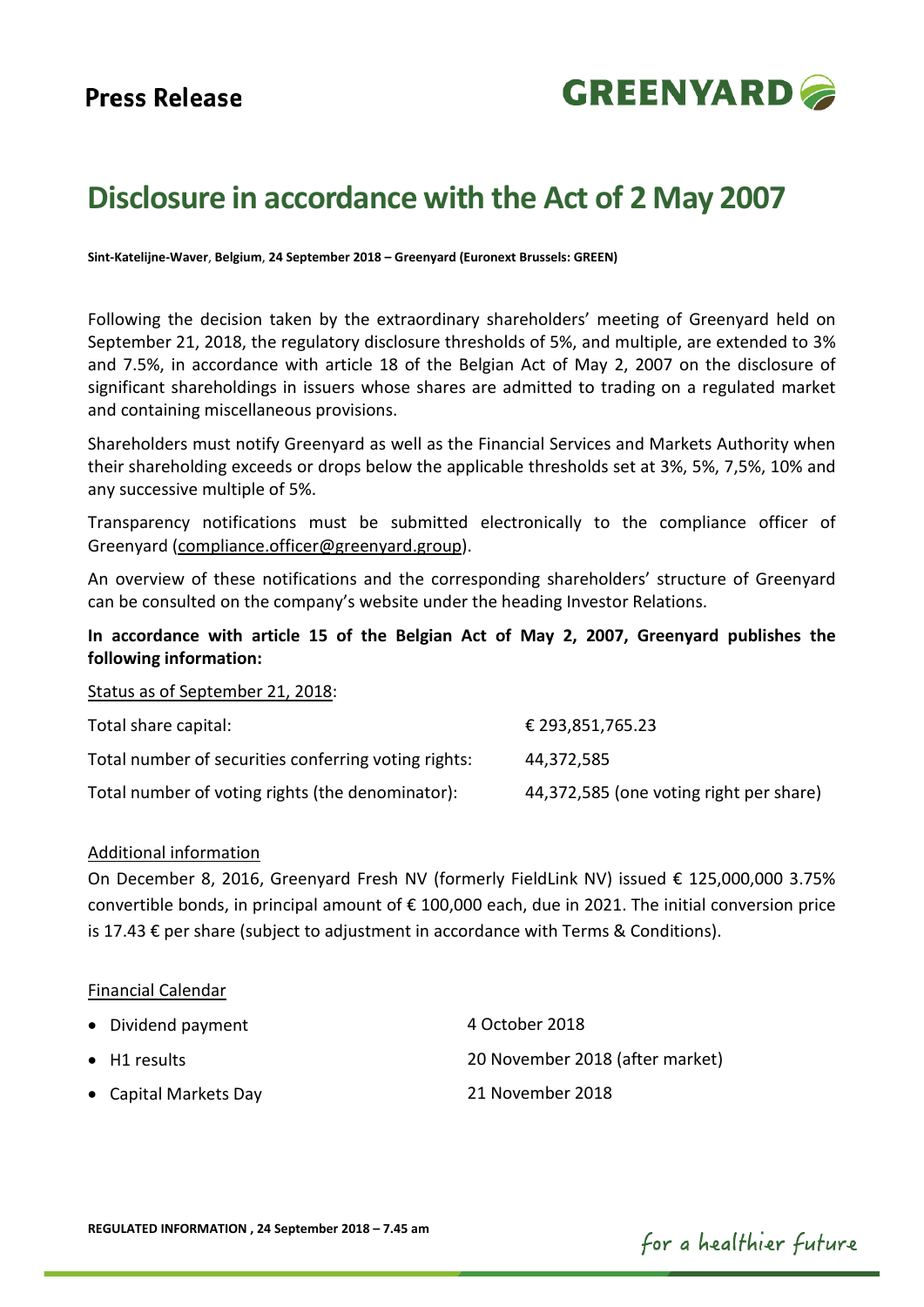**Press Release**

# Disclosure in accordance with the Act of 2 May 2007

**Sint-Katelijne-Waver, Belgium, 24 September 2018 – Greenyard (Euronext Brussels: GREEN)**

Following the decision taken by the extraordinary shareholders' meeting of Greenyard held on September 21, 2018, the regulatory disclosure thresholds of 5%, and multiple, are extended to 3% and 7.5%, in accordance with article 18 of the Belgian Act of May 2, 2007 on the disclosure of significant shareholdings in issuers whose shares are admitted to trading on a regulated market and containing miscellaneous provisions.

Shareholders must notify Greenyard as well as the Financial Services and Markets Authority when their shareholding exceeds or drops below the applicable thresholds set at 3%, 5%, 7,5%, 10% and any successive multiple of 5%.

Transparency notifications must be submitted electronically to the compliance officer of Greenyard (compliance.officer@greenyard.group).

An overview of these notifications and the corresponding shareholders' structure of Greenyard can be consulted on the company's website under the heading Investor Relations.

**In accordance with article 15 of the Belgian Act of May 2, 2007, Greenyard publishes the following information:**

Status as of September 21, 2018:

| | |
|---|---|
| Total share capital: | € 293,851,765.23 |
| Total number of securities conferring voting rights: | 44,372,585 |
| Total number of voting rights (the denominator): | 44,372,585 (one voting right per share) |

Additional information

On December 8, 2016, Greenyard Fresh NV (formerly FieldLink NV) issued € 125,000,000 3.75% convertible bonds, in principal amount of € 100,000 each, due in 2021. The initial conversion price is 17.43 € per share (subject to adjustment in accordance with Terms & Conditions).

Financial Calendar

| | |
|---|---|
| • Dividend payment | 4 October 2018 |
| • H1 results | 20 November 2018 (after market) |
| • Capital Markets Day | 21 November 2018 |

**REGULATED INFORMATION , 24 September 2018 – 7.45 am**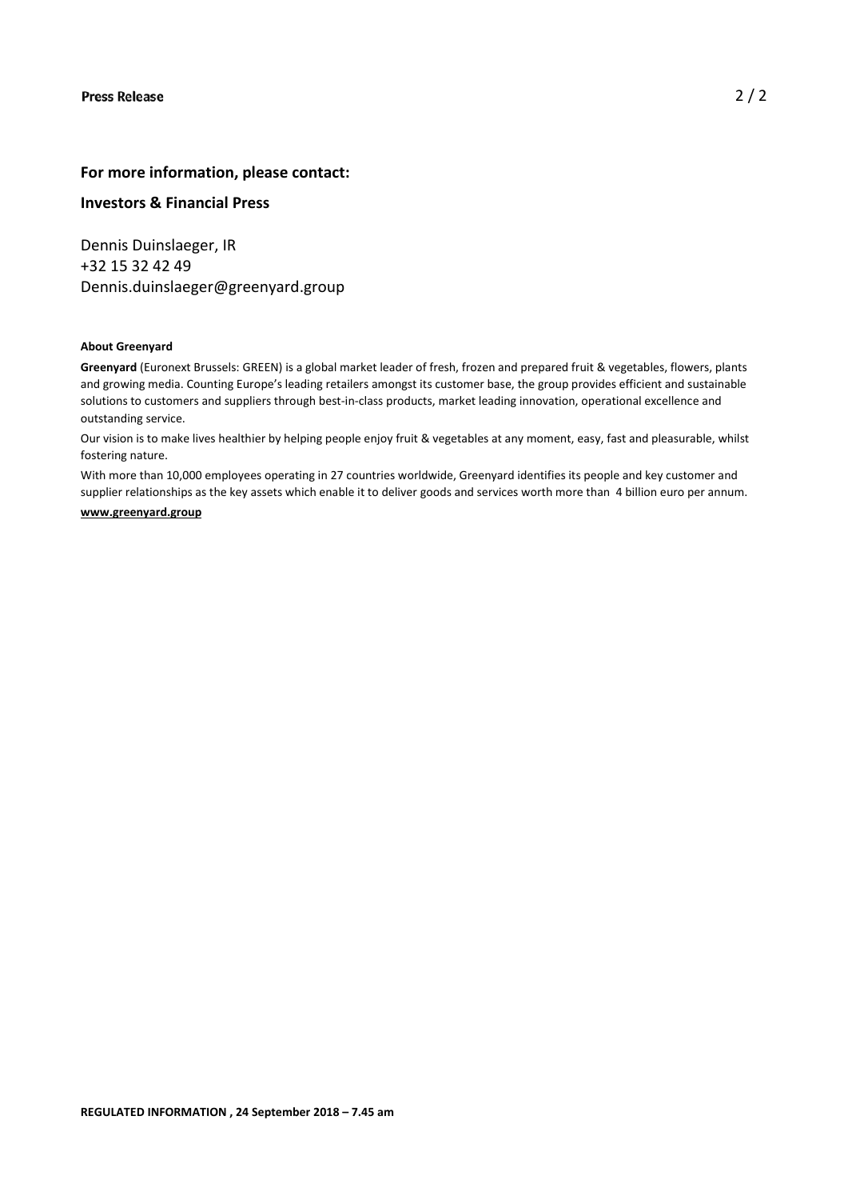**For more information, please contact:**

**Investors & Financial Press**

Dennis Duinslaeger, IR
+32 15 32 42 49
Dennis.duinslaeger@greenyard.group

**About Greenyard**

**Greenyard** (Euronext Brussels: GREEN) is a global market leader of fresh, frozen and prepared fruit & vegetables, flowers, plants and growing media. Counting Europe's leading retailers amongst its customer base, the group provides efficient and sustainable solutions to customers and suppliers through best-in-class products, market leading innovation, operational excellence and outstanding service.

Our vision is to make lives healthier by helping people enjoy fruit & vegetables at any moment, easy, fast and pleasurable, whilst fostering nature.

With more than 10,000 employees operating in 27 countries worldwide, Greenyard identifies its people and key customer and supplier relationships as the key assets which enable it to deliver goods and services worth more than 4 billion euro per annum.

**www.greenyard.group**

**REGULATED INFORMATION , 24 September 2018 – 7.45 am**